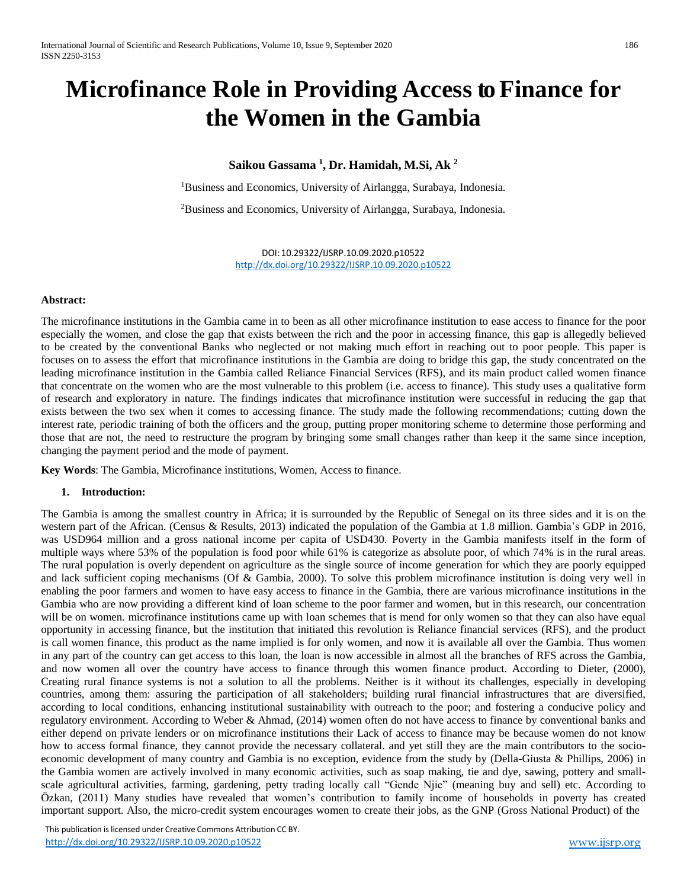# Microfinance Role in Providing Access to Finance for the Women in the Gambia

**Saikou Gassama [1], Dr. Hamidah, M.Si, Ak [2]**

[1]Business and Economics, University of Airlangga, Surabaya, Indonesia.

[2]Business and Economics, University of Airlangga, Surabaya, Indonesia.

DOI: 10.29322/IJSRP.10.09.2020.p10522
http://dx.doi.org/10.29322/IJSRP.10.09.2020.p10522

**Abstract:**

The microfinance institutions in the Gambia came in to been as all other microfinance institution to ease access to finance for the poor especially the women, and close the gap that exists between the rich and the poor in accessing finance, this gap is allegedly believed to be created by the conventional Banks who neglected or not making much effort in reaching out to poor people. This paper is focuses on to assess the effort that microfinance institutions in the Gambia are doing to bridge this gap, the study concentrated on the leading microfinance institution in the Gambia called Reliance Financial Services (RFS), and its main product called women finance that concentrate on the women who are the most vulnerable to this problem (i.e. access to finance). This study uses a qualitative form of research and exploratory in nature. The findings indicates that microfinance institution were successful in reducing the gap that exists between the two sex when it comes to accessing finance. The study made the following recommendations; cutting down the interest rate, periodic training of both the officers and the group, putting proper monitoring scheme to determine those performing and those that are not, the need to restructure the program by bringing some small changes rather than keep it the same since inception, changing the payment period and the mode of payment.

**Key Words**: The Gambia, Microfinance institutions, Women, Access to finance.

## 1. Introduction:

The Gambia is among the smallest country in Africa; it is surrounded by the Republic of Senegal on its three sides and it is on the western part of the African. (Census & Results, 2013) indicated the population of the Gambia at 1.8 million. Gambia's GDP in 2016, was USD964 million and a gross national income per capita of USD430. Poverty in the Gambia manifests itself in the form of multiple ways where 53% of the population is food poor while 61% is categorize as absolute poor, of which 74% is in the rural areas. The rural population is overly dependent on agriculture as the single source of income generation for which they are poorly equipped and lack sufficient coping mechanisms (Of & Gambia, 2000). To solve this problem microfinance institution is doing very well in enabling the poor farmers and women to have easy access to finance in the Gambia, there are various microfinance institutions in the Gambia who are now providing a different kind of loan scheme to the poor farmer and women, but in this research, our concentration will be on women. microfinance institutions came up with loan schemes that is mend for only women so that they can also have equal opportunity in accessing finance, but the institution that initiated this revolution is Reliance financial services (RFS), and the product is call women finance, this product as the name implied is for only women, and now it is available all over the Gambia. Thus women in any part of the country can get access to this loan, the loan is now accessible in almost all the branches of RFS across the Gambia, and now women all over the country have access to finance through this women finance product. According to Dieter, (2000), Creating rural finance systems is not a solution to all the problems. Neither is it without its challenges, especially in developing countries, among them: assuring the participation of all stakeholders; building rural financial infrastructures that are diversified, according to local conditions, enhancing institutional sustainability with outreach to the poor; and fostering a conducive policy and regulatory environment. According to Weber & Ahmad, (2014) women often do not have access to finance by conventional banks and either depend on private lenders or on microfinance institutions their Lack of access to finance may be because women do not know how to access formal finance, they cannot provide the necessary collateral. and yet still they are the main contributors to the socio-economic development of many country and Gambia is no exception, evidence from the study by (Della-Giusta & Phillips, 2006) in the Gambia women are actively involved in many economic activities, such as soap making, tie and dye, sawing, pottery and small-scale agricultural activities, farming, gardening, petty trading locally call "Gende Njie" (meaning buy and sell) etc. According to Özkan, (2011) Many studies have revealed that women's contribution to family income of households in poverty has created important support. Also, the micro-credit system encourages women to create their jobs, as the GNP (Gross National Product) of the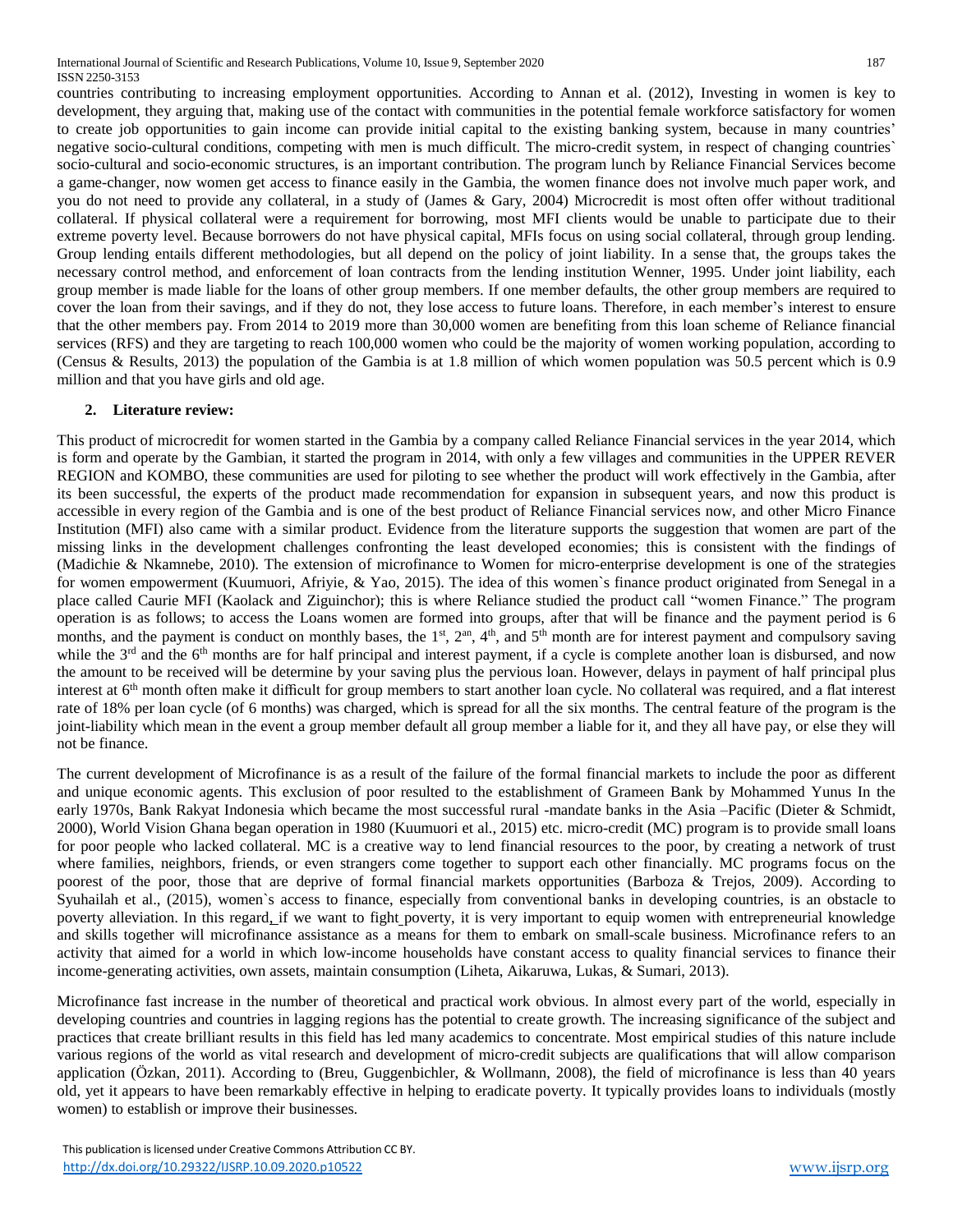countries contributing to increasing employment opportunities. According to Annan et al. (2012), Investing in women is key to development, they arguing that, making use of the contact with communities in the potential female workforce satisfactory for women to create job opportunities to gain income can provide initial capital to the existing banking system, because in many countries' negative socio-cultural conditions, competing with men is much difficult. The micro-credit system, in respect of changing countries` socio-cultural and socio-economic structures, is an important contribution. The program lunch by Reliance Financial Services become a game-changer, now women get access to finance easily in the Gambia, the women finance does not involve much paper work, and you do not need to provide any collateral, in a study of (James & Gary, 2004) Microcredit is most often offer without traditional collateral. If physical collateral were a requirement for borrowing, most MFI clients would be unable to participate due to their extreme poverty level. Because borrowers do not have physical capital, MFIs focus on using social collateral, through group lending. Group lending entails different methodologies, but all depend on the policy of joint liability. In a sense that, the groups takes the necessary control method, and enforcement of loan contracts from the lending institution Wenner, 1995. Under joint liability, each group member is made liable for the loans of other group members. If one member defaults, the other group members are required to cover the loan from their savings, and if they do not, they lose access to future loans. Therefore, in each member's interest to ensure that the other members pay. From 2014 to 2019 more than 30,000 women are benefiting from this loan scheme of Reliance financial services (RFS) and they are targeting to reach 100,000 women who could be the majority of women working population, according to (Census & Results, 2013) the population of the Gambia is at 1.8 million of which women population was 50.5 percent which is 0.9 million and that you have girls and old age.

## 2. Literature review:

This product of microcredit for women started in the Gambia by a company called Reliance Financial services in the year 2014, which is form and operate by the Gambian, it started the program in 2014, with only a few villages and communities in the UPPER REVER REGION and KOMBO, these communities are used for piloting to see whether the product will work effectively in the Gambia, after its been successful, the experts of the product made recommendation for expansion in subsequent years, and now this product is accessible in every region of the Gambia and is one of the best product of Reliance Financial services now, and other Micro Finance Institution (MFI) also came with a similar product. Evidence from the literature supports the suggestion that women are part of the missing links in the development challenges confronting the least developed economies; this is consistent with the findings of (Madichie & Nkamnebe, 2010). The extension of microfinance to Women for micro-enterprise development is one of the strategies for women empowerment (Kuumuori, Afriyie, & Yao, 2015). The idea of this women`s finance product originated from Senegal in a place called Caurie MFI (Kaolack and Ziguinchor); this is where Reliance studied the product call "women Finance." The program operation is as follows; to access the Loans women are formed into groups, after that will be finance and the payment period is 6 months, and the payment is conduct on monthly bases, the 1st, 2an, 4th, and 5th month are for interest payment and compulsory saving while the 3rd and the 6th months are for half principal and interest payment, if a cycle is complete another loan is disbursed, and now the amount to be received will be determine by your saving plus the pervious loan. However, delays in payment of half principal plus interest at 6th month often make it difficult for group members to start another loan cycle. No collateral was required, and a flat interest rate of 18% per loan cycle (of 6 months) was charged, which is spread for all the six months. The central feature of the program is the joint-liability which mean in the event a group member default all group member a liable for it, and they all have pay, or else they will not be finance.

The current development of Microfinance is as a result of the failure of the formal financial markets to include the poor as different and unique economic agents. This exclusion of poor resulted to the establishment of Grameen Bank by Mohammed Yunus In the early 1970s, Bank Rakyat Indonesia which became the most successful rural -mandate banks in the Asia –Pacific (Dieter & Schmidt, 2000), World Vision Ghana began operation in 1980 (Kuumuori et al., 2015) etc. micro-credit (MC) program is to provide small loans for poor people who lacked collateral. MC is a creative way to lend financial resources to the poor, by creating a network of trust where families, neighbors, friends, or even strangers come together to support each other financially. MC programs focus on the poorest of the poor, those that are deprive of formal financial markets opportunities (Barboza & Trejos, 2009). According to Syuhailah et al., (2015), women`s access to finance, especially from conventional banks in developing countries, is an obstacle to poverty alleviation. In this regard, if we want to fight poverty, it is very important to equip women with entrepreneurial knowledge and skills together will microfinance assistance as a means for them to embark on small-scale business. Microfinance refers to an activity that aimed for a world in which low-income households have constant access to quality financial services to finance their income-generating activities, own assets, maintain consumption (Liheta, Aikaruwa, Lukas, & Sumari, 2013).

Microfinance fast increase in the number of theoretical and practical work obvious. In almost every part of the world, especially in developing countries and countries in lagging regions has the potential to create growth. The increasing significance of the subject and practices that create brilliant results in this field has led many academics to concentrate. Most empirical studies of this nature include various regions of the world as vital research and development of micro-credit subjects are qualifications that will allow comparison application (Özkan, 2011). According to (Breu, Guggenbichler, & Wollmann, 2008), the field of microfinance is less than 40 years old, yet it appears to have been remarkably effective in helping to eradicate poverty. It typically provides loans to individuals (mostly women) to establish or improve their businesses.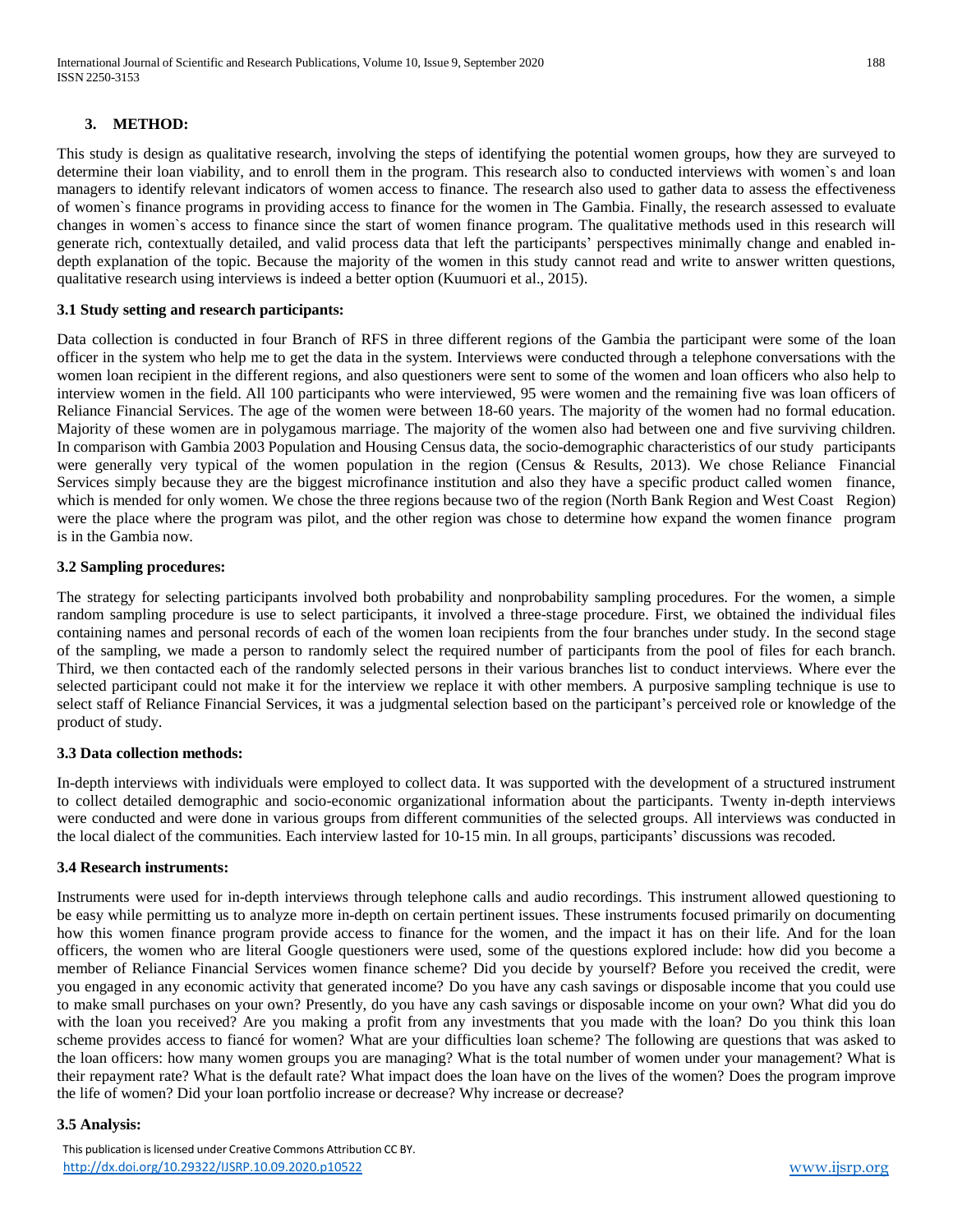## 3. METHOD:

This study is design as qualitative research, involving the steps of identifying the potential women groups, how they are surveyed to determine their loan viability, and to enroll them in the program. This research also to conducted interviews with women`s and loan managers to identify relevant indicators of women access to finance. The research also used to gather data to assess the effectiveness of women`s finance programs in providing access to finance for the women in The Gambia. Finally, the research assessed to evaluate changes in women`s access to finance since the start of women finance program. The qualitative methods used in this research will generate rich, contextually detailed, and valid process data that left the participants' perspectives minimally change and enabled in-depth explanation of the topic. Because the majority of the women in this study cannot read and write to answer written questions, qualitative research using interviews is indeed a better option (Kuumuori et al., 2015).

### 3.1 Study setting and research participants:

Data collection is conducted in four Branch of RFS in three different regions of the Gambia the participant were some of the loan officer in the system who help me to get the data in the system. Interviews were conducted through a telephone conversations with the women loan recipient in the different regions, and also questioners were sent to some of the women and loan officers who also help to interview women in the field. All 100 participants who were interviewed, 95 were women and the remaining five was loan officers of Reliance Financial Services. The age of the women were between 18-60 years. The majority of the women had no formal education. Majority of these women are in polygamous marriage. The majority of the women also had between one and five surviving children. In comparison with Gambia 2003 Population and Housing Census data, the socio-demographic characteristics of our study participants were generally very typical of the women population in the region (Census & Results, 2013). We chose Reliance Financial Services simply because they are the biggest microfinance institution and also they have a specific product called women finance, which is mended for only women. We chose the three regions because two of the region (North Bank Region and West Coast Region) were the place where the program was pilot, and the other region was chose to determine how expand the women finance program is in the Gambia now.

### 3.2 Sampling procedures:

The strategy for selecting participants involved both probability and nonprobability sampling procedures. For the women, a simple random sampling procedure is use to select participants, it involved a three-stage procedure. First, we obtained the individual files containing names and personal records of each of the women loan recipients from the four branches under study. In the second stage of the sampling, we made a person to randomly select the required number of participants from the pool of files for each branch. Third, we then contacted each of the randomly selected persons in their various branches list to conduct interviews. Where ever the selected participant could not make it for the interview we replace it with other members. A purposive sampling technique is use to select staff of Reliance Financial Services, it was a judgmental selection based on the participant's perceived role or knowledge of the product of study.

### 3.3 Data collection methods:

In-depth interviews with individuals were employed to collect data. It was supported with the development of a structured instrument to collect detailed demographic and socio-economic organizational information about the participants. Twenty in-depth interviews were conducted and were done in various groups from different communities of the selected groups. All interviews was conducted in the local dialect of the communities. Each interview lasted for 10-15 min. In all groups, participants' discussions was recoded.

### 3.4 Research instruments:

Instruments were used for in-depth interviews through telephone calls and audio recordings. This instrument allowed questioning to be easy while permitting us to analyze more in-depth on certain pertinent issues. These instruments focused primarily on documenting how this women finance program provide access to finance for the women, and the impact it has on their life. And for the loan officers, the women who are literal Google questioners were used, some of the questions explored include: how did you become a member of Reliance Financial Services women finance scheme? Did you decide by yourself? Before you received the credit, were you engaged in any economic activity that generated income? Do you have any cash savings or disposable income that you could use to make small purchases on your own? Presently, do you have any cash savings or disposable income on your own? What did you do with the loan you received? Are you making a profit from any investments that you made with the loan? Do you think this loan scheme provides access to fiancé for women? What are your difficulties loan scheme? The following are questions that was asked to the loan officers: how many women groups you are managing? What is the total number of women under your management? What is their repayment rate? What is the default rate? What impact does the loan have on the lives of the women? Does the program improve the life of women? Did your loan portfolio increase or decrease? Why increase or decrease?

### 3.5 Analysis: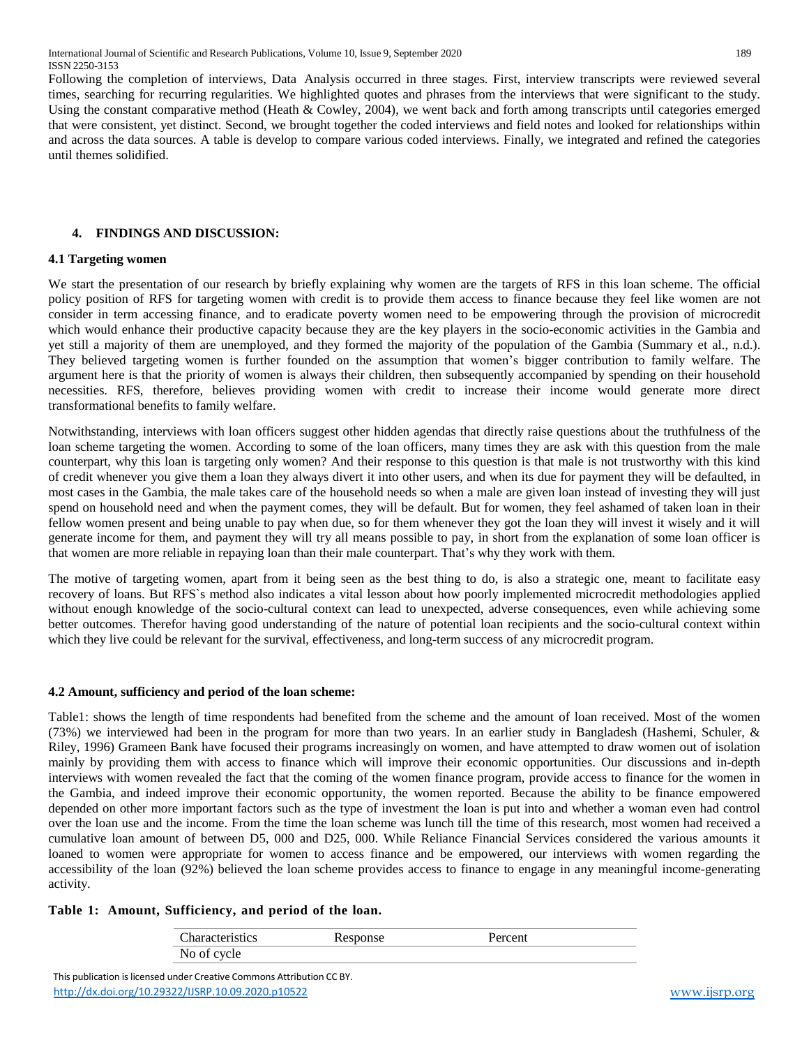Following the completion of interviews, Data Analysis occurred in three stages. First, interview transcripts were reviewed several times, searching for recurring regularities. We highlighted quotes and phrases from the interviews that were significant to the study. Using the constant comparative method (Heath & Cowley, 2004), we went back and forth among transcripts until categories emerged that were consistent, yet distinct. Second, we brought together the coded interviews and field notes and looked for relationships within and across the data sources. A table is develop to compare various coded interviews. Finally, we integrated and refined the categories until themes solidified.

## 4. FINDINGS AND DISCUSSION:

### 4.1 Targeting women

We start the presentation of our research by briefly explaining why women are the targets of RFS in this loan scheme. The official policy position of RFS for targeting women with credit is to provide them access to finance because they feel like women are not consider in term accessing finance, and to eradicate poverty women need to be empowering through the provision of microcredit which would enhance their productive capacity because they are the key players in the socio-economic activities in the Gambia and yet still a majority of them are unemployed, and they formed the majority of the population of the Gambia (Summary et al., n.d.). They believed targeting women is further founded on the assumption that women's bigger contribution to family welfare. The argument here is that the priority of women is always their children, then subsequently accompanied by spending on their household necessities. RFS, therefore, believes providing women with credit to increase their income would generate more direct transformational benefits to family welfare.

Notwithstanding, interviews with loan officers suggest other hidden agendas that directly raise questions about the truthfulness of the loan scheme targeting the women. According to some of the loan officers, many times they are ask with this question from the male counterpart, why this loan is targeting only women? And their response to this question is that male is not trustworthy with this kind of credit whenever you give them a loan they always divert it into other users, and when its due for payment they will be defaulted, in most cases in the Gambia, the male takes care of the household needs so when a male are given loan instead of investing they will just spend on household need and when the payment comes, they will be default. But for women, they feel ashamed of taken loan in their fellow women present and being unable to pay when due, so for them whenever they got the loan they will invest it wisely and it will generate income for them, and payment they will try all means possible to pay, in short from the explanation of some loan officer is that women are more reliable in repaying loan than their male counterpart. That's why they work with them.

The motive of targeting women, apart from it being seen as the best thing to do, is also a strategic one, meant to facilitate easy recovery of loans. But RFS`s method also indicates a vital lesson about how poorly implemented microcredit methodologies applied without enough knowledge of the socio-cultural context can lead to unexpected, adverse consequences, even while achieving some better outcomes. Therefor having good understanding of the nature of potential loan recipients and the socio-cultural context within which they live could be relevant for the survival, effectiveness, and long-term success of any microcredit program.

### 4.2 Amount, sufficiency and period of the loan scheme:

Table1: shows the length of time respondents had benefited from the scheme and the amount of loan received. Most of the women (73%) we interviewed had been in the program for more than two years. In an earlier study in Bangladesh (Hashemi, Schuler, & Riley, 1996) Grameen Bank have focused their programs increasingly on women, and have attempted to draw women out of isolation mainly by providing them with access to finance which will improve their economic opportunities. Our discussions and in-depth interviews with women revealed the fact that the coming of the women finance program, provide access to finance for the women in the Gambia, and indeed improve their economic opportunity, the women reported. Because the ability to be finance empowered depended on other more important factors such as the type of investment the loan is put into and whether a woman even had control over the loan use and the income. From the time the loan scheme was lunch till the time of this research, most women had received a cumulative loan amount of between D5, 000 and D25, 000. While Reliance Financial Services considered the various amounts it loaned to women were appropriate for women to access finance and be empowered, our interviews with women regarding the accessibility of the loan (92%) believed the loan scheme provides access to finance to engage in any meaningful income-generating activity.

**Table 1: Amount, Sufficiency, and period of the loan.**

| Characteristics | Response | Percent |
|---|---|---|
| No of cycle | | |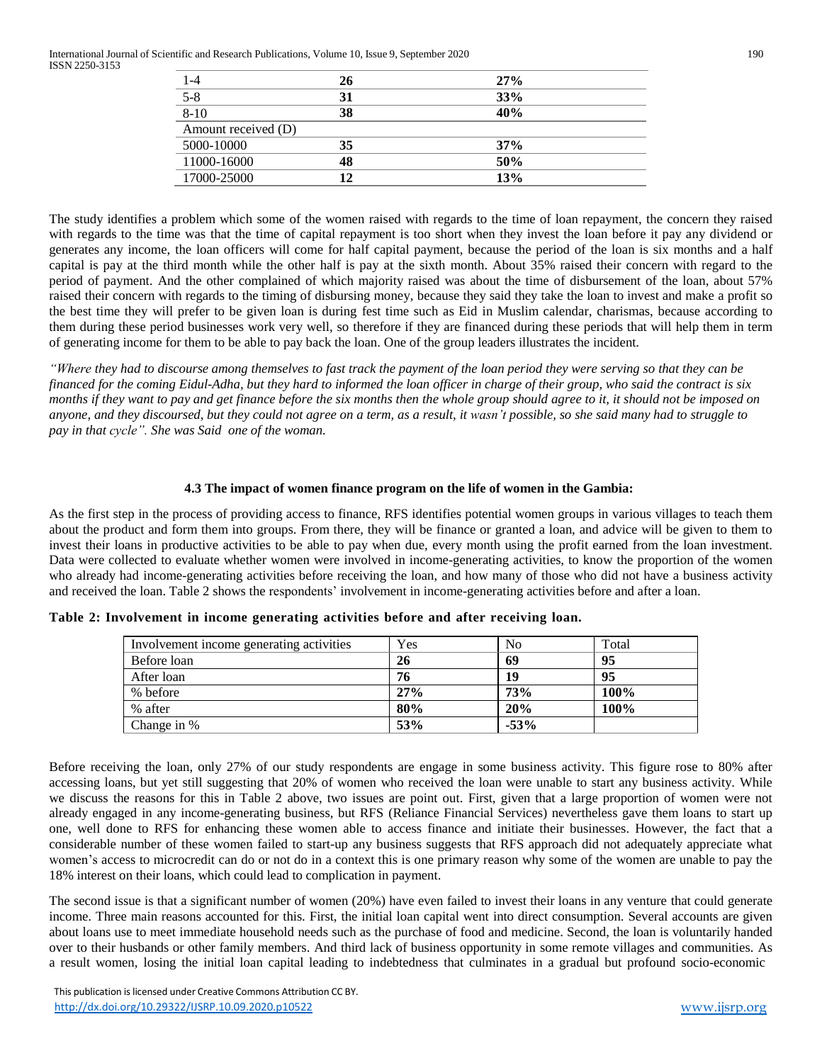| | | |
|---|---|---|
| 1-4 | **26** | **27%** |
| 5-8 | **31** | **33%** |
| 8-10 | **38** | **40%** |
| Amount received (D) | | |
| 5000-10000 | **35** | **37%** |
| 11000-16000 | **48** | **50%** |
| 17000-25000 | **12** | **13%** |

The study identifies a problem which some of the women raised with regards to the time of loan repayment, the concern they raised with regards to the time was that the time of capital repayment is too short when they invest the loan before it pay any dividend or generates any income, the loan officers will come for half capital payment, because the period of the loan is six months and a half capital is pay at the third month while the other half is pay at the sixth month. About 35% raised their concern with regard to the period of payment. And the other complained of which majority raised was about the time of disbursement of the loan, about 57% raised their concern with regards to the timing of disbursing money, because they said they take the loan to invest and make a profit so the best time they will prefer to be given loan is during fest time such as Eid in Muslim calendar, charismas, because according to them during these period businesses work very well, so therefore if they are financed during these periods that will help them in term of generating income for them to be able to pay back the loan. One of the group leaders illustrates the incident.

*"Where they had to discourse among themselves to fast track the payment of the loan period they were serving so that they can be financed for the coming Eidul-Adha, but they hard to informed the loan officer in charge of their group, who said the contract is six months if they want to pay and get finance before the six months then the whole group should agree to it, it should not be imposed on anyone, and they discoursed, but they could not agree on a term, as a result, it wasn't possible, so she said many had to struggle to pay in that cycle". She was Said one of the woman.*

### 4.3 The impact of women finance program on the life of women in the Gambia:

As the first step in the process of providing access to finance, RFS identifies potential women groups in various villages to teach them about the product and form them into groups. From there, they will be finance or granted a loan, and advice will be given to them to invest their loans in productive activities to be able to pay when due, every month using the profit earned from the loan investment. Data were collected to evaluate whether women were involved in income-generating activities, to know the proportion of the women who already had income-generating activities before receiving the loan, and how many of those who did not have a business activity and received the loan. Table 2 shows the respondents' involvement in income-generating activities before and after a loan.

**Table 2: Involvement in income generating activities before and after receiving loan.**

| Involvement income generating activities | Yes | No | Total |
|---|---|---|---|
| Before loan | **26** | **69** | **95** |
| After loan | **76** | **19** | **95** |
| % before | **27%** | **73%** | **100%** |
| % after | **80%** | **20%** | **100%** |
| Change in % | **53%** | **-53%** | |

Before receiving the loan, only 27% of our study respondents are engage in some business activity. This figure rose to 80% after accessing loans, but yet still suggesting that 20% of women who received the loan were unable to start any business activity. While we discuss the reasons for this in Table 2 above, two issues are point out. First, given that a large proportion of women were not already engaged in any income-generating business, but RFS (Reliance Financial Services) nevertheless gave them loans to start up one, well done to RFS for enhancing these women able to access finance and initiate their businesses. However, the fact that a considerable number of these women failed to start-up any business suggests that RFS approach did not adequately appreciate what women's access to microcredit can do or not do in a context this is one primary reason why some of the women are unable to pay the 18% interest on their loans, which could lead to complication in payment.

The second issue is that a significant number of women (20%) have even failed to invest their loans in any venture that could generate income. Three main reasons accounted for this. First, the initial loan capital went into direct consumption. Several accounts are given about loans use to meet immediate household needs such as the purchase of food and medicine. Second, the loan is voluntarily handed over to their husbands or other family members. And third lack of business opportunity in some remote villages and communities. As a result women, losing the initial loan capital leading to indebtedness that culminates in a gradual but profound socio-economic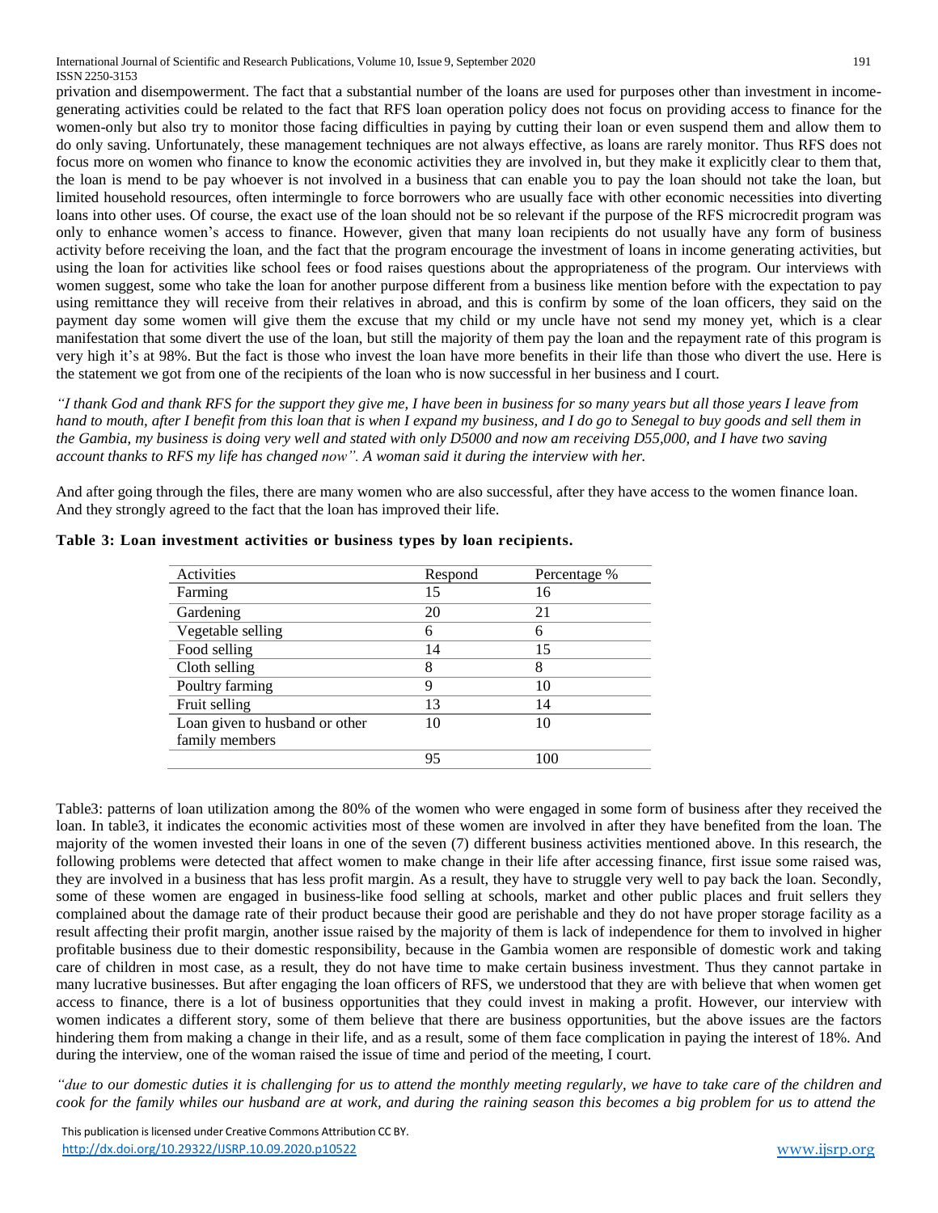privation and disempowerment. The fact that a substantial number of the loans are used for purposes other than investment in income-generating activities could be related to the fact that RFS loan operation policy does not focus on providing access to finance for the women-only but also try to monitor those facing difficulties in paying by cutting their loan or even suspend them and allow them to do only saving. Unfortunately, these management techniques are not always effective, as loans are rarely monitor. Thus RFS does not focus more on women who finance to know the economic activities they are involved in, but they make it explicitly clear to them that, the loan is mend to be pay whoever is not involved in a business that can enable you to pay the loan should not take the loan, but limited household resources, often intermingle to force borrowers who are usually face with other economic necessities into diverting loans into other uses. Of course, the exact use of the loan should not be so relevant if the purpose of the RFS microcredit program was only to enhance women's access to finance. However, given that many loan recipients do not usually have any form of business activity before receiving the loan, and the fact that the program encourage the investment of loans in income generating activities, but using the loan for activities like school fees or food raises questions about the appropriateness of the program. Our interviews with women suggest, some who take the loan for another purpose different from a business like mention before with the expectation to pay using remittance they will receive from their relatives in abroad, and this is confirm by some of the loan officers, they said on the payment day some women will give them the excuse that my child or my uncle have not send my money yet, which is a clear manifestation that some divert the use of the loan, but still the majority of them pay the loan and the repayment rate of this program is very high it's at 98%. But the fact is those who invest the loan have more benefits in their life than those who divert the use. Here is the statement we got from one of the recipients of the loan who is now successful in her business and I court.

*"I thank God and thank RFS for the support they give me, I have been in business for so many years but all those years I leave from hand to mouth, after I benefit from this loan that is when I expand my business, and I do go to Senegal to buy goods and sell them in the Gambia, my business is doing very well and stated with only D5000 and now am receiving D55,000, and I have two saving account thanks to RFS my life has changed now". A woman said it during the interview with her.*

And after going through the files, there are many women who are also successful, after they have access to the women finance loan. And they strongly agreed to the fact that the loan has improved their life.

**Table 3: Loan investment activities or business types by loan recipients.**

| Activities | Respond | Percentage % |
|---|---|---|
| Farming | 15 | 16 |
| Gardening | 20 | 21 |
| Vegetable selling | 6 | 6 |
| Food selling | 14 | 15 |
| Cloth selling | 8 | 8 |
| Poultry farming | 9 | 10 |
| Fruit selling | 13 | 14 |
| Loan given to husband or other family members | 10 | 10 |
| | 95 | 100 |

Table3: patterns of loan utilization among the 80% of the women who were engaged in some form of business after they received the loan. In table3, it indicates the economic activities most of these women are involved in after they have benefited from the loan. The majority of the women invested their loans in one of the seven (7) different business activities mentioned above. In this research, the following problems were detected that affect women to make change in their life after accessing finance, first issue some raised was, they are involved in a business that has less profit margin. As a result, they have to struggle very well to pay back the loan. Secondly, some of these women are engaged in business-like food selling at schools, market and other public places and fruit sellers they complained about the damage rate of their product because their good are perishable and they do not have proper storage facility as a result affecting their profit margin, another issue raised by the majority of them is lack of independence for them to involved in higher profitable business due to their domestic responsibility, because in the Gambia women are responsible of domestic work and taking care of children in most case, as a result, they do not have time to make certain business investment. Thus they cannot partake in many lucrative businesses. But after engaging the loan officers of RFS, we understood that they are with believe that when women get access to finance, there is a lot of business opportunities that they could invest in making a profit. However, our interview with women indicates a different story, some of them believe that there are business opportunities, but the above issues are the factors hindering them from making a change in their life, and as a result, some of them face complication in paying the interest of 18%. And during the interview, one of the woman raised the issue of time and period of the meeting, I court.

*"due to our domestic duties it is challenging for us to attend the monthly meeting regularly, we have to take care of the children and cook for the family whiles our husband are at work, and during the raining season this becomes a big problem for us to attend the*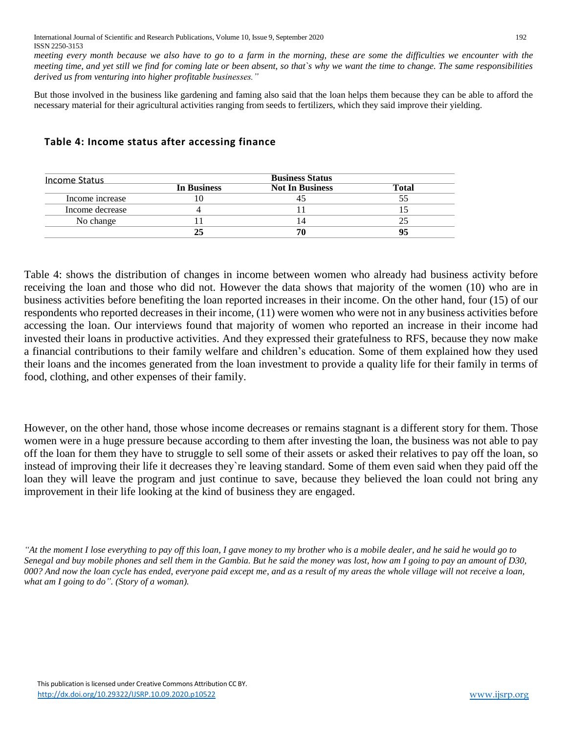*meeting every month because we also have to go to a farm in the morning, these are some the difficulties we encounter with the meeting time, and yet still we find for coming late or been absent, so that`s why we want the time to change. The same responsibilities derived us from venturing into higher profitable businesses."*

But those involved in the business like gardening and faming also said that the loan helps them because they can be able to afford the necessary material for their agricultural activities ranging from seeds to fertilizers, which they said improve their yielding.

**Table 4: Income status after accessing finance**

| Income Status | Business Status | | |
|---|---|---|---|
| | **In Business** | **Not In Business** | **Total** |
| Income increase | 10 | 45 | 55 |
| Income decrease | 4 | 11 | 15 |
| No change | 11 | 14 | 25 |
| | **25** | **70** | **95** |

Table 4: shows the distribution of changes in income between women who already had business activity before receiving the loan and those who did not. However the data shows that majority of the women (10) who are in business activities before benefiting the loan reported increases in their income. On the other hand, four (15) of our respondents who reported decreases in their income, (11) were women who were not in any business activities before accessing the loan. Our interviews found that majority of women who reported an increase in their income had invested their loans in productive activities. And they expressed their gratefulness to RFS, because they now make a financial contributions to their family welfare and children's education. Some of them explained how they used their loans and the incomes generated from the loan investment to provide a quality life for their family in terms of food, clothing, and other expenses of their family.

However, on the other hand, those whose income decreases or remains stagnant is a different story for them. Those women were in a huge pressure because according to them after investing the loan, the business was not able to pay off the loan for them they have to struggle to sell some of their assets or asked their relatives to pay off the loan, so instead of improving their life it decreases they`re leaving standard. Some of them even said when they paid off the loan they will leave the program and just continue to save, because they believed the loan could not bring any improvement in their life looking at the kind of business they are engaged.

*"At the moment I lose everything to pay off this loan, I gave money to my brother who is a mobile dealer, and he said he would go to Senegal and buy mobile phones and sell them in the Gambia. But he said the money was lost, how am I going to pay an amount of D30, 000? And now the loan cycle has ended, everyone paid except me, and as a result of my areas the whole village will not receive a loan, what am I going to do". (Story of a woman).*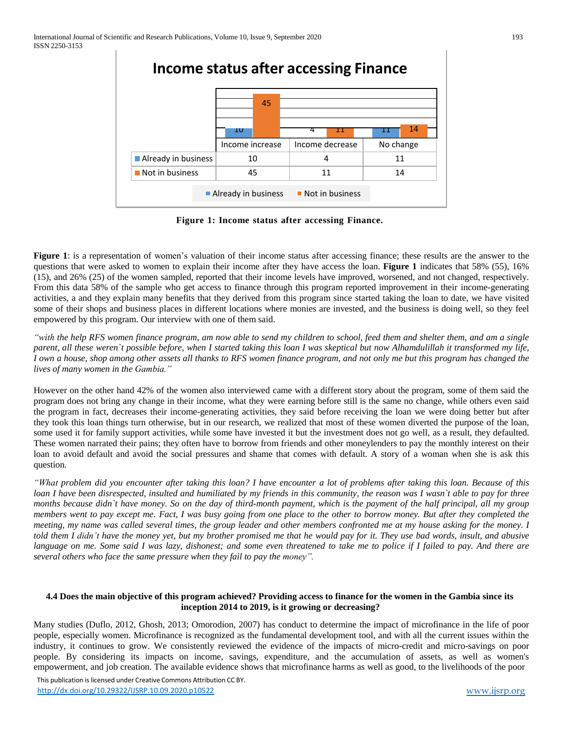Income status after accessing Finance

45

10

4

11

11

14

Income increase

Income decrease

No change

Already in business 10 4 11

Not in business 45 11 14

Already in business

Not in business

**Figure 1: Income status after accessing Finance.**

**Figure 1**: is a representation of women's valuation of their income status after accessing finance; these results are the answer to the questions that were asked to women to explain their income after they have access the loan. **Figure 1** indicates that 58% (55), 16% (15), and 26% (25) of the women sampled, reported that their income levels have improved, worsened, and not changed, respectively. From this data 58% of the sample who get access to finance through this program reported improvement in their income-generating activities, a and they explain many benefits that they derived from this program since started taking the loan to date, we have visited some of their shops and business places in different locations where monies are invested, and the business is doing well, so they feel empowered by this program. Our interview with one of them said.

*"with the help RFS women finance program, am now able to send my children to school, feed them and shelter them, and am a single parent, all these weren`t possible before, when I started taking this loan I was skeptical but now Alhamdulillah it transformed my life, I own a house, shop among other assets all thanks to RFS women finance program, and not only me but this program has changed the lives of many women in the Gambia."*

However on the other hand 42% of the women also interviewed came with a different story about the program, some of them said the program does not bring any change in their income, what they were earning before still is the same no change, while others even said the program in fact, decreases their income-generating activities, they said before receiving the loan we were doing better but after they took this loan things turn otherwise, but in our research, we realized that most of these women diverted the purpose of the loan, some used it for family support activities, while some have invested it but the investment does not go well, as a result, they defaulted. These women narrated their pains; they often have to borrow from friends and other moneylenders to pay the monthly interest on their loan to avoid default and avoid the social pressures and shame that comes with default. A story of a woman when she is ask this question.

*"What problem did you encounter after taking this loan? I have encounter a lot of problems after taking this loan. Because of this loan I have been disrespected, insulted and humiliated by my friends in this community, the reason was I wasn`t able to pay for three months because didn`t have money. So on the day of third-month payment, which is the payment of the half principal, all my group members went to pay except me. Fact, I was busy going from one place to the other to borrow money. But after they completed the meeting, my name was called several times, the group leader and other members confronted me at my house asking for the money. I told them I didn't have the money yet, but my brother promised me that he would pay for it. They use bad words, insult, and abusive language on me. Some said I was lazy, dishonest; and some even threatened to take me to police if I failed to pay. And there are several others who face the same pressure when they fail to pay the money".*

#### 4.4 Does the main objective of this program achieved? Providing access to finance for the women in the Gambia since its inception 2014 to 2019, is it growing or decreasing?

Many studies (Duflo, 2012, Ghosh, 2013; Omorodion, 2007) has conduct to determine the impact of microfinance in the life of poor people, especially women. Microfinance is recognized as the fundamental development tool, and with all the current issues within the industry, it continues to grow. We consistently reviewed the evidence of the impacts of micro-credit and micro-savings on poor people. By considering its impacts on income, savings, expenditure, and the accumulation of assets, as well as women's empowerment, and job creation. The available evidence shows that microfinance harms as well as good, to the livelihoods of the poor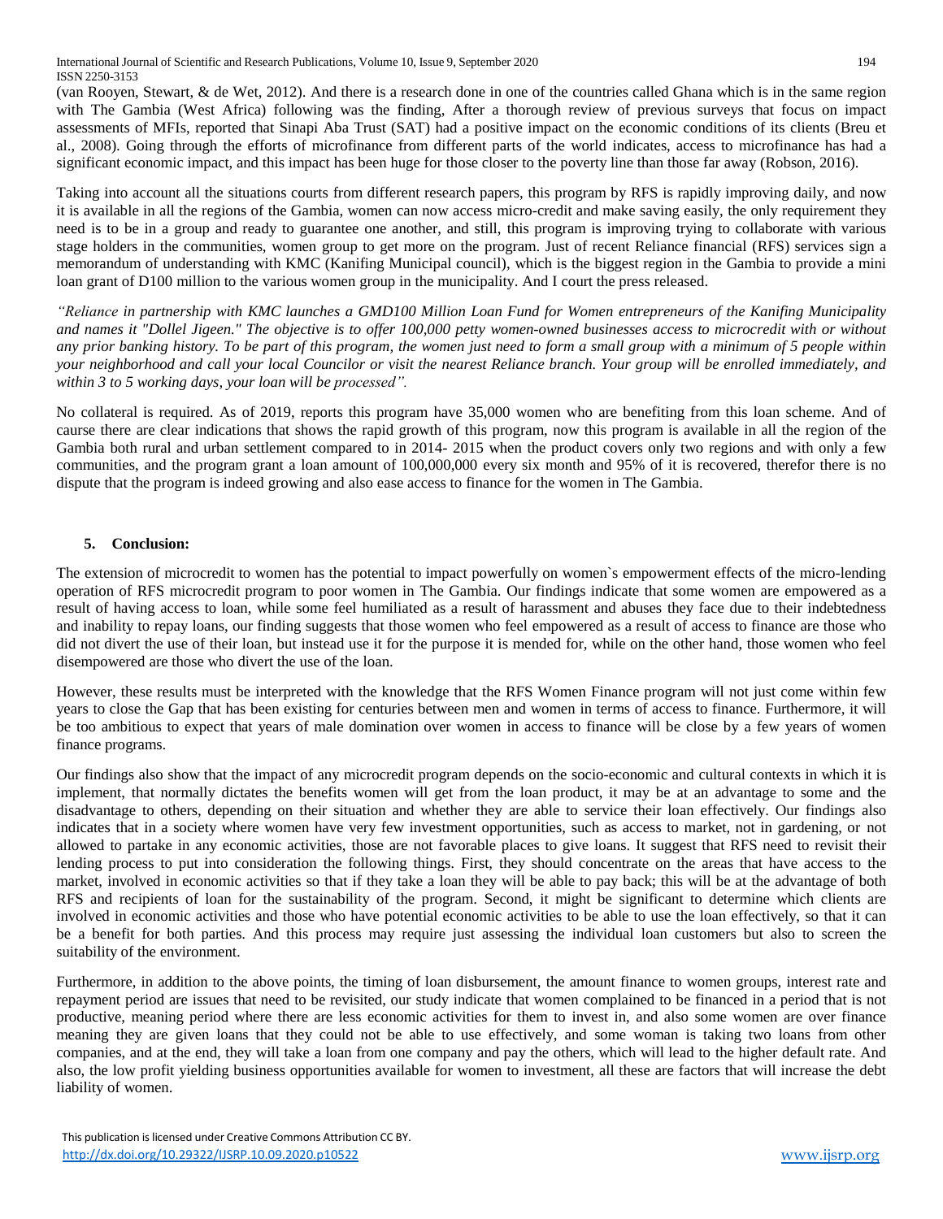(van Rooyen, Stewart, & de Wet, 2012). And there is a research done in one of the countries called Ghana which is in the same region with The Gambia (West Africa) following was the finding, After a thorough review of previous surveys that focus on impact assessments of MFIs, reported that Sinapi Aba Trust (SAT) had a positive impact on the economic conditions of its clients (Breu et al., 2008). Going through the efforts of microfinance from different parts of the world indicates, access to microfinance has had a significant economic impact, and this impact has been huge for those closer to the poverty line than those far away (Robson, 2016).

Taking into account all the situations courts from different research papers, this program by RFS is rapidly improving daily, and now it is available in all the regions of the Gambia, women can now access micro-credit and make saving easily, the only requirement they need is to be in a group and ready to guarantee one another, and still, this program is improving trying to collaborate with various stage holders in the communities, women group to get more on the program. Just of recent Reliance financial (RFS) services sign a memorandum of understanding with KMC (Kanifing Municipal council), which is the biggest region in the Gambia to provide a mini loan grant of D100 million to the various women group in the municipality. And I court the press released.

*"Reliance in partnership with KMC launches a GMD100 Million Loan Fund for Women entrepreneurs of the Kanifing Municipality and names it "Dollel Jigeen." The objective is to offer 100,000 petty women-owned businesses access to microcredit with or without any prior banking history. To be part of this program, the women just need to form a small group with a minimum of 5 people within your neighborhood and call your local Councilor or visit the nearest Reliance branch. Your group will be enrolled immediately, and within 3 to 5 working days, your loan will be processed".*

No collateral is required. As of 2019, reports this program have 35,000 women who are benefiting from this loan scheme. And of caurse there are clear indications that shows the rapid growth of this program, now this program is available in all the region of the Gambia both rural and urban settlement compared to in 2014- 2015 when the product covers only two regions and with only a few communities, and the program grant a loan amount of 100,000,000 every six month and 95% of it is recovered, therefor there is no dispute that the program is indeed growing and also ease access to finance for the women in The Gambia.

## 5. Conclusion:

The extension of microcredit to women has the potential to impact powerfully on women`s empowerment effects of the micro-lending operation of RFS microcredit program to poor women in The Gambia. Our findings indicate that some women are empowered as a result of having access to loan, while some feel humiliated as a result of harassment and abuses they face due to their indebtedness and inability to repay loans, our finding suggests that those women who feel empowered as a result of access to finance are those who did not divert the use of their loan, but instead use it for the purpose it is mended for, while on the other hand, those women who feel disempowered are those who divert the use of the loan.

However, these results must be interpreted with the knowledge that the RFS Women Finance program will not just come within few years to close the Gap that has been existing for centuries between men and women in terms of access to finance. Furthermore, it will be too ambitious to expect that years of male domination over women in access to finance will be close by a few years of women finance programs.

Our findings also show that the impact of any microcredit program depends on the socio-economic and cultural contexts in which it is implement, that normally dictates the benefits women will get from the loan product, it may be at an advantage to some and the disadvantage to others, depending on their situation and whether they are able to service their loan effectively. Our findings also indicates that in a society where women have very few investment opportunities, such as access to market, not in gardening, or not allowed to partake in any economic activities, those are not favorable places to give loans. It suggest that RFS need to revisit their lending process to put into consideration the following things. First, they should concentrate on the areas that have access to the market, involved in economic activities so that if they take a loan they will be able to pay back; this will be at the advantage of both RFS and recipients of loan for the sustainability of the program. Second, it might be significant to determine which clients are involved in economic activities and those who have potential economic activities to be able to use the loan effectively, so that it can be a benefit for both parties. And this process may require just assessing the individual loan customers but also to screen the suitability of the environment.

Furthermore, in addition to the above points, the timing of loan disbursement, the amount finance to women groups, interest rate and repayment period are issues that need to be revisited, our study indicate that women complained to be financed in a period that is not productive, meaning period where there are less economic activities for them to invest in, and also some women are over finance meaning they are given loans that they could not be able to use effectively, and some woman is taking two loans from other companies, and at the end, they will take a loan from one company and pay the others, which will lead to the higher default rate. And also, the low profit yielding business opportunities available for women to investment, all these are factors that will increase the debt liability of women.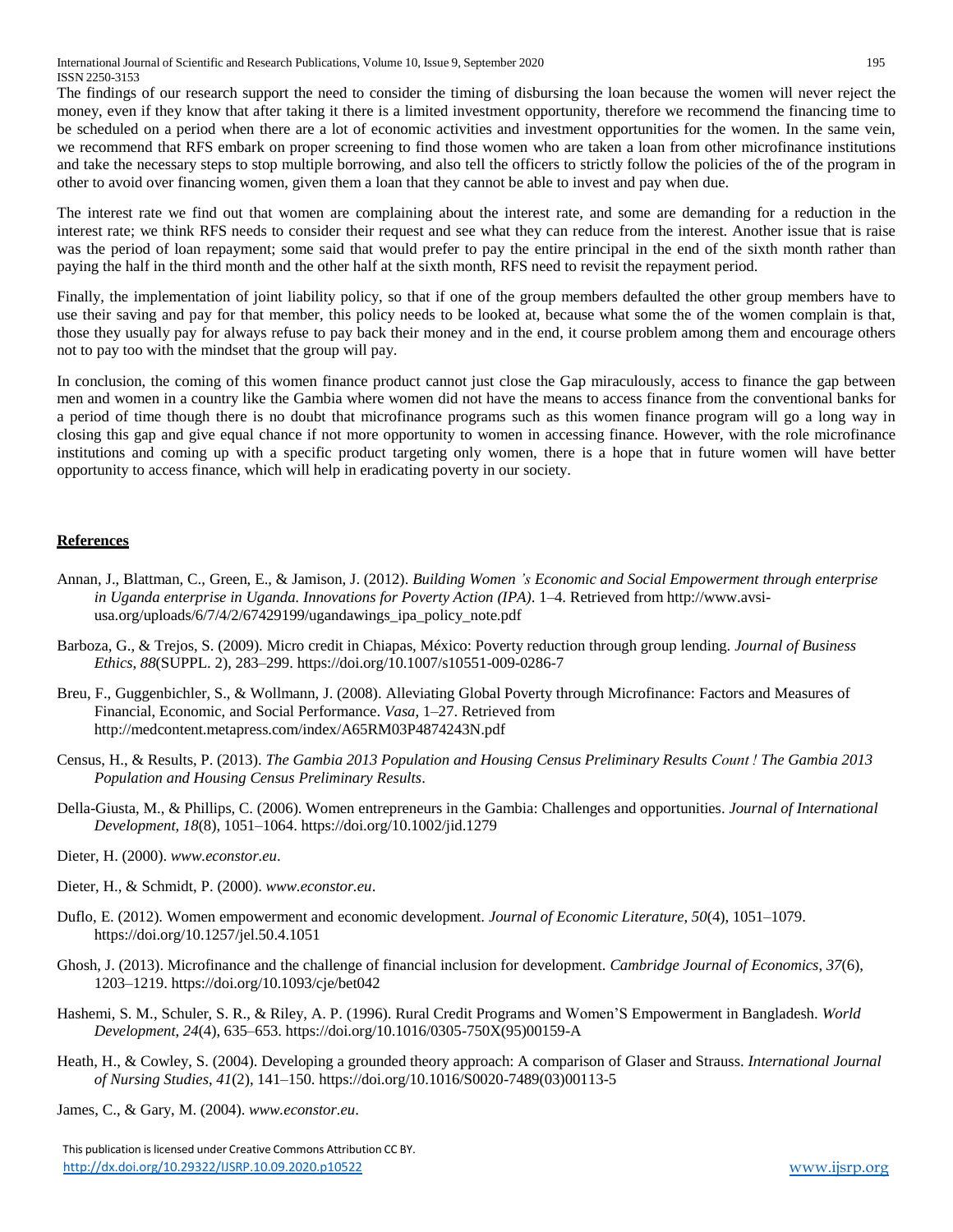The findings of our research support the need to consider the timing of disbursing the loan because the women will never reject the money, even if they know that after taking it there is a limited investment opportunity, therefore we recommend the financing time to be scheduled on a period when there are a lot of economic activities and investment opportunities for the women. In the same vein, we recommend that RFS embark on proper screening to find those women who are taken a loan from other microfinance institutions and take the necessary steps to stop multiple borrowing, and also tell the officers to strictly follow the policies of the of the program in other to avoid over financing women, given them a loan that they cannot be able to invest and pay when due.

The interest rate we find out that women are complaining about the interest rate, and some are demanding for a reduction in the interest rate; we think RFS needs to consider their request and see what they can reduce from the interest. Another issue that is raise was the period of loan repayment; some said that would prefer to pay the entire principal in the end of the sixth month rather than paying the half in the third month and the other half at the sixth month, RFS need to revisit the repayment period.

Finally, the implementation of joint liability policy, so that if one of the group members defaulted the other group members have to use their saving and pay for that member, this policy needs to be looked at, because what some the of the women complain is that, those they usually pay for always refuse to pay back their money and in the end, it course problem among them and encourage others not to pay too with the mindset that the group will pay.

In conclusion, the coming of this women finance product cannot just close the Gap miraculously, access to finance the gap between men and women in a country like the Gambia where women did not have the means to access finance from the conventional banks for a period of time though there is no doubt that microfinance programs such as this women finance program will go a long way in closing this gap and give equal chance if not more opportunity to women in accessing finance. However, with the role microfinance institutions and coming up with a specific product targeting only women, there is a hope that in future women will have better opportunity to access finance, which will help in eradicating poverty in our society.

## References

Annan, J., Blattman, C., Green, E., & Jamison, J. (2012). *Building Women 's Economic and Social Empowerment through enterprise in Uganda enterprise in Uganda. Innovations for Poverty Action (IPA)*. 1–4. Retrieved from http://www.avsi-usa.org/uploads/6/7/4/2/67429199/ugandawings_ipa_policy_note.pdf

Barboza, G., & Trejos, S. (2009). Micro credit in Chiapas, México: Poverty reduction through group lending. *Journal of Business Ethics*, *88*(SUPPL. 2), 283–299. https://doi.org/10.1007/s10551-009-0286-7

Breu, F., Guggenbichler, S., & Wollmann, J. (2008). Alleviating Global Poverty through Microfinance: Factors and Measures of Financial, Economic, and Social Performance. *Vasa*, 1–27. Retrieved from http://medcontent.metapress.com/index/A65RM03P4874243N.pdf

Census, H., & Results, P. (2013). *The Gambia 2013 Population and Housing Census Preliminary Results Count ! The Gambia 2013 Population and Housing Census Preliminary Results*.

Della-Giusta, M., & Phillips, C. (2006). Women entrepreneurs in the Gambia: Challenges and opportunities. *Journal of International Development*, *18*(8), 1051–1064. https://doi.org/10.1002/jid.1279

Dieter, H. (2000). *www.econstor.eu*.

Dieter, H., & Schmidt, P. (2000). *www.econstor.eu*.

Duflo, E. (2012). Women empowerment and economic development. *Journal of Economic Literature*, *50*(4), 1051–1079. https://doi.org/10.1257/jel.50.4.1051

Ghosh, J. (2013). Microfinance and the challenge of financial inclusion for development. *Cambridge Journal of Economics*, *37*(6), 1203–1219. https://doi.org/10.1093/cje/bet042

Hashemi, S. M., Schuler, S. R., & Riley, A. P. (1996). Rural Credit Programs and Women'S Empowerment in Bangladesh. *World Development*, *24*(4), 635–653. https://doi.org/10.1016/0305-750X(95)00159-A

Heath, H., & Cowley, S. (2004). Developing a grounded theory approach: A comparison of Glaser and Strauss. *International Journal of Nursing Studies*, *41*(2), 141–150. https://doi.org/10.1016/S0020-7489(03)00113-5

James, C., & Gary, M. (2004). *www.econstor.eu*.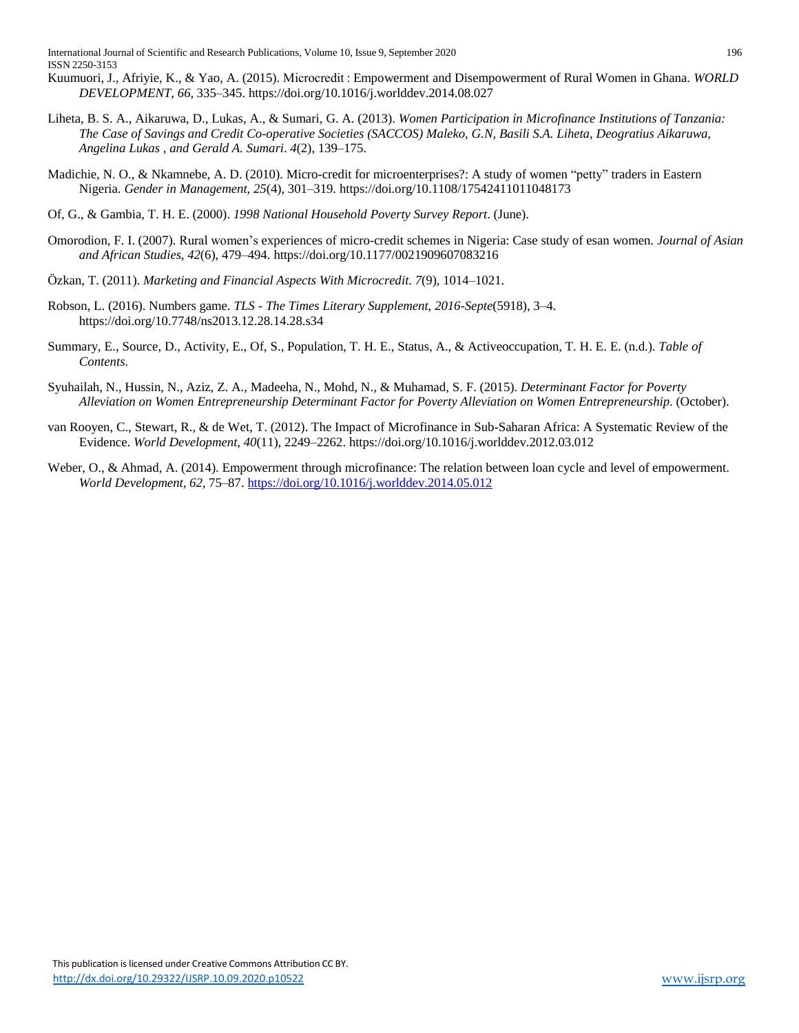Kuumuori, J., Afriyie, K., & Yao, A. (2015). Microcredit : Empowerment and Disempowerment of Rural Women in Ghana. *WORLD DEVELOPMENT*, *66*, 335–345. https://doi.org/10.1016/j.worlddev.2014.08.027

Liheta, B. S. A., Aikaruwa, D., Lukas, A., & Sumari, G. A. (2013). *Women Participation in Microfinance Institutions of Tanzania: The Case of Savings and Credit Co-operative Societies (SACCOS) Maleko, G.N, Basili S.A. Liheta, Deogratius Aikaruwa, Angelina Lukas , and Gerald A. Sumari*. *4*(2), 139–175.

Madichie, N. O., & Nkamnebe, A. D. (2010). Micro-credit for microenterprises?: A study of women "petty" traders in Eastern Nigeria. *Gender in Management*, *25*(4), 301–319. https://doi.org/10.1108/17542411011048173

Of, G., & Gambia, T. H. E. (2000). *1998 National Household Poverty Survey Report*. (June).

Omorodion, F. I. (2007). Rural women's experiences of micro-credit schemes in Nigeria: Case study of esan women. *Journal of Asian and African Studies*, *42*(6), 479–494. https://doi.org/10.1177/0021909607083216

Özkan, T. (2011). *Marketing and Financial Aspects With Microcredit*. *7*(9), 1014–1021.

Robson, L. (2016). Numbers game. *TLS - The Times Literary Supplement*, *2016-Septe*(5918), 3–4. https://doi.org/10.7748/ns2013.12.28.14.28.s34

Summary, E., Source, D., Activity, E., Of, S., Population, T. H. E., Status, A., & Activeoccupation, T. H. E. E. (n.d.). *Table of Contents*.

Syuhailah, N., Hussin, N., Aziz, Z. A., Madeeha, N., Mohd, N., & Muhamad, S. F. (2015). *Determinant Factor for Poverty Alleviation on Women Entrepreneurship Determinant Factor for Poverty Alleviation on Women Entrepreneurship*. (October).

van Rooyen, C., Stewart, R., & de Wet, T. (2012). The Impact of Microfinance in Sub-Saharan Africa: A Systematic Review of the Evidence. *World Development*, *40*(11), 2249–2262. https://doi.org/10.1016/j.worlddev.2012.03.012

Weber, O., & Ahmad, A. (2014). Empowerment through microfinance: The relation between loan cycle and level of empowerment. *World Development*, *62*, 75–87. https://doi.org/10.1016/j.worlddev.2014.05.012